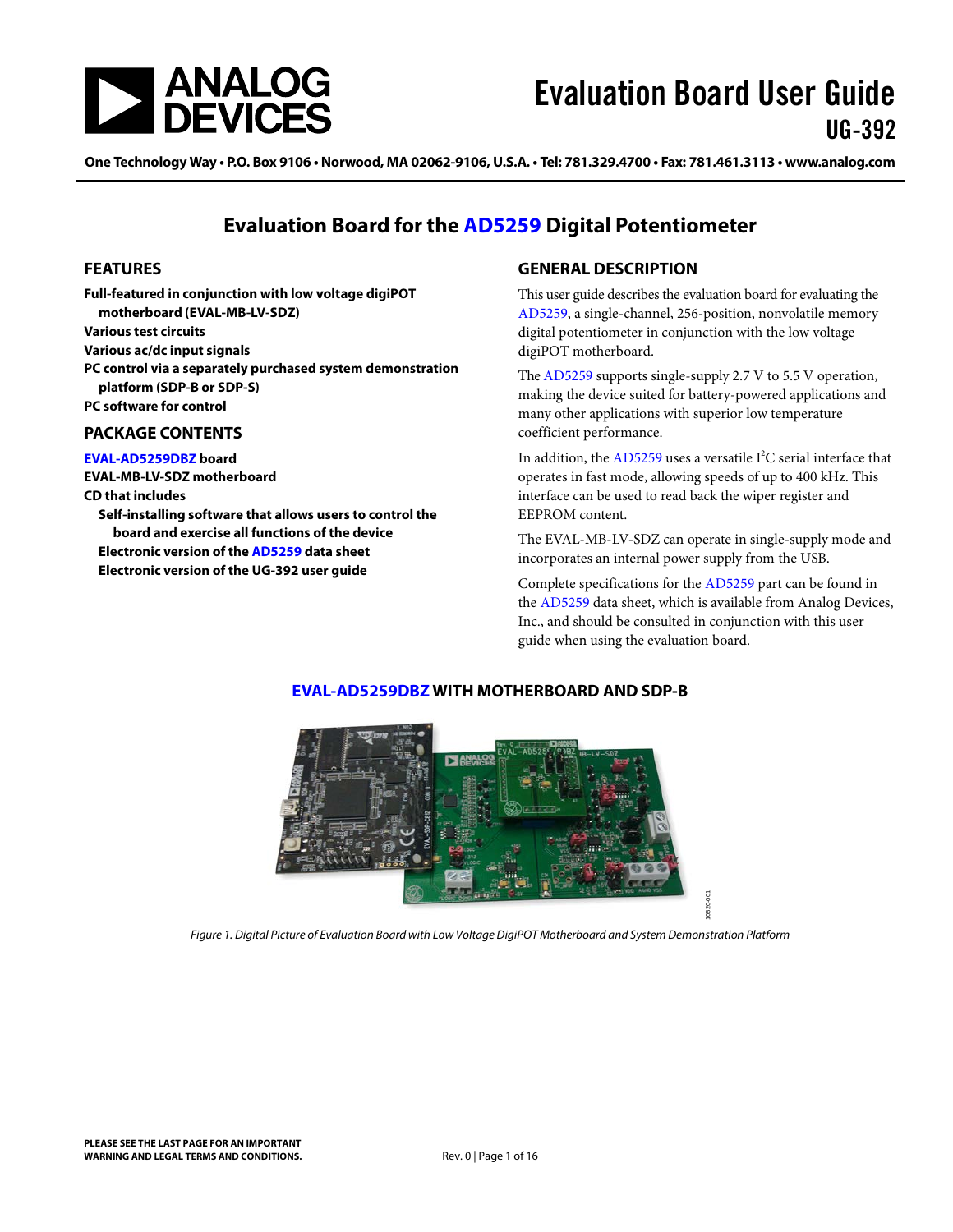# Evaluation Board User Guide
## UG-392

One Technology Way • P.O. Box 9106 • Norwood, MA 02062-9106, U.S.A. • Tel: 781.329.4700 • Fax: 781.461.3113 • www.analog.com

# Evaluation Board for the AD5259 Digital Potentiometer

## FEATURES

**Full-featured in conjunction with low voltage digiPOT motherboard (EVAL-MB-LV-SDZ)**
**Various test circuits**
**Various ac/dc input signals**
**PC control via a separately purchased system demonstration platform (SDP-B or SDP-S)**
**PC software for control**

## PACKAGE CONTENTS

**EVAL-AD5259DBZ board**
**EVAL-MB-LV-SDZ motherboard**
**CD that includes**
- **Self-installing software that allows users to control the board and exercise all functions of the device**
- **Electronic version of the AD5259 data sheet**
- **Electronic version of the UG-392 user guide**

## GENERAL DESCRIPTION

This user guide describes the evaluation board for evaluating the AD5259, a single-channel, 256-position, nonvolatile memory digital potentiometer in conjunction with the low voltage digiPOT motherboard.

The AD5259 supports single-supply 2.7 V to 5.5 V operation, making the device suited for battery-powered applications and many other applications with superior low temperature coefficient performance.

In addition, the AD5259 uses a versatile $I^2C$ serial interface that operates in fast mode, allowing speeds of up to 400 kHz. This interface can be used to read back the wiper register and EEPROM content.

The EVAL-MB-LV-SDZ can operate in single-supply mode and incorporates an internal power supply from the USB.

Complete specifications for the AD5259 part can be found in the AD5259 data sheet, which is available from Analog Devices, Inc., and should be consulted in conjunction with this user guide when using the evaluation board.

## EVAL-AD5259DBZ WITH MOTHERBOARD AND SDP-B

*Figure 1. Digital Picture of Evaluation Board with Low Voltage DigiPOT Motherboard and System Demonstration Platform*

PLEASE SEE THE LAST PAGE FOR AN IMPORTANT WARNING AND LEGAL TERMS AND CONDITIONS.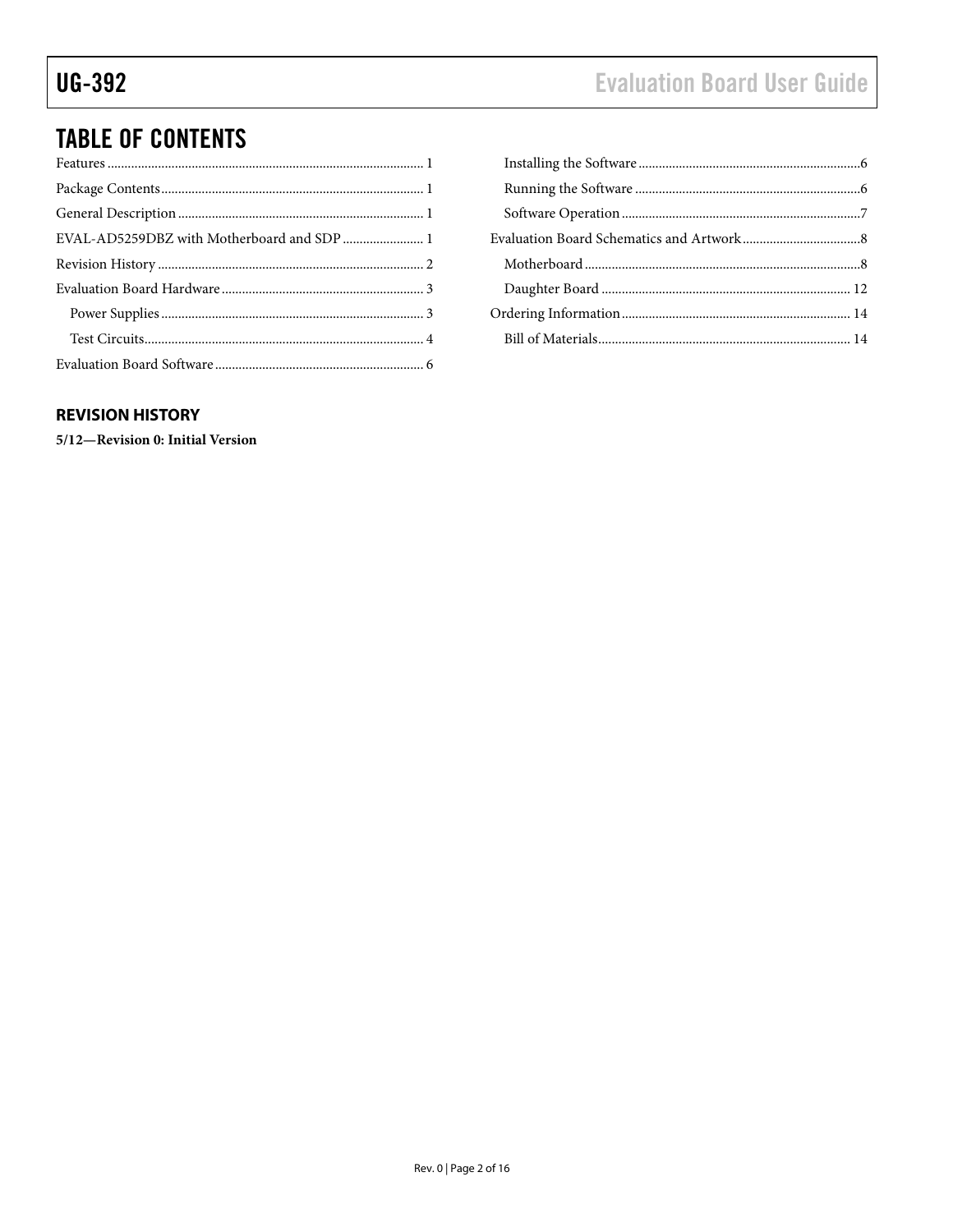# TABLE OF CONTENTS

Features ... 1
Package Contents ... 1
General Description ... 1
EVAL-AD5259DBZ with Motherboard and SDP ... 1
Revision History ... 2
Evaluation Board Hardware ... 3
- Power Supplies ... 3
- Test Circuits ... 4

Evaluation Board Software ... 6
- Installing the Software ... 6
- Running the Software ... 6
- Software Operation ... 7

Evaluation Board Schematics and Artwork ... 8
- Motherboard ... 8
- Daughter Board ... 12

Ordering Information ... 14
- Bill of Materials ... 14

## REVISION HISTORY

**5/12—Revision 0: Initial Version**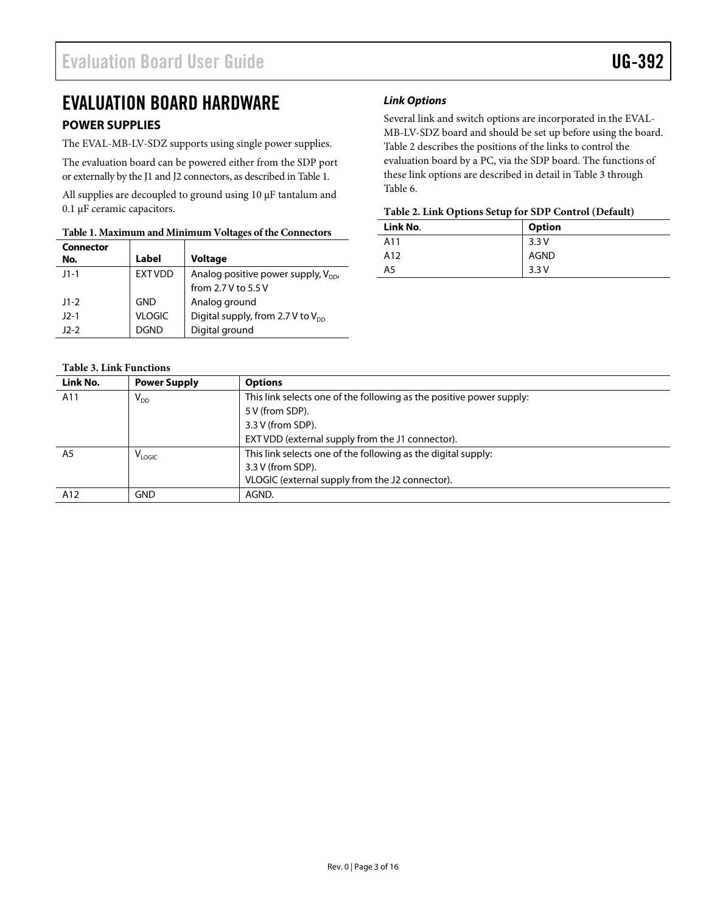# EVALUATION BOARD HARDWARE

## POWER SUPPLIES

The EVAL-MB-LV-SDZ supports using single power supplies.

The evaluation board can be powered either from the SDP port or externally by the J1 and J2 connectors, as described in Table 1.

All supplies are decoupled to ground using 10 μF tantalum and 0.1 μF ceramic capacitors.

**Table 1. Maximum and Minimum Voltages of the Connectors**

| Connector No. | Label | Voltage |
|---|---|---|
| J1-1 | EXT VDD | Analog positive power supply, $V_{DD}$, from 2.7 V to 5.5 V |
| J1-2 | GND | Analog ground |
| J2-1 | VLOGIC | Digital supply, from 2.7 V to $V_{DD}$ |
| J2-2 | DGND | Digital ground |

### *Link Options*

Several link and switch options are incorporated in the EVAL-MB-LV-SDZ board and should be set up before using the board. Table 2 describes the positions of the links to control the evaluation board by a PC, via the SDP board. The functions of these link options are described in detail in Table 3 through Table 6.

**Table 2. Link Options Setup for SDP Control (Default)**

| Link No. | Option |
|---|---|
| A11 | 3.3 V |
| A12 | AGND |
| A5 | 3.3 V |

**Table 3. Link Functions**

| Link No. | Power Supply | Options |
|---|---|---|
| A11 | $V_{DD}$ | This link selects one of the following as the positive power supply:<br>5 V (from SDP).<br>3.3 V (from SDP).<br>EXT VDD (external supply from the J1 connector). |
| A5 | $V_{LOGIC}$ | This link selects one of the following as the digital supply:<br>3.3 V (from SDP).<br>VLOGIC (external supply from the J2 connector). |
| A12 | GND | AGND. |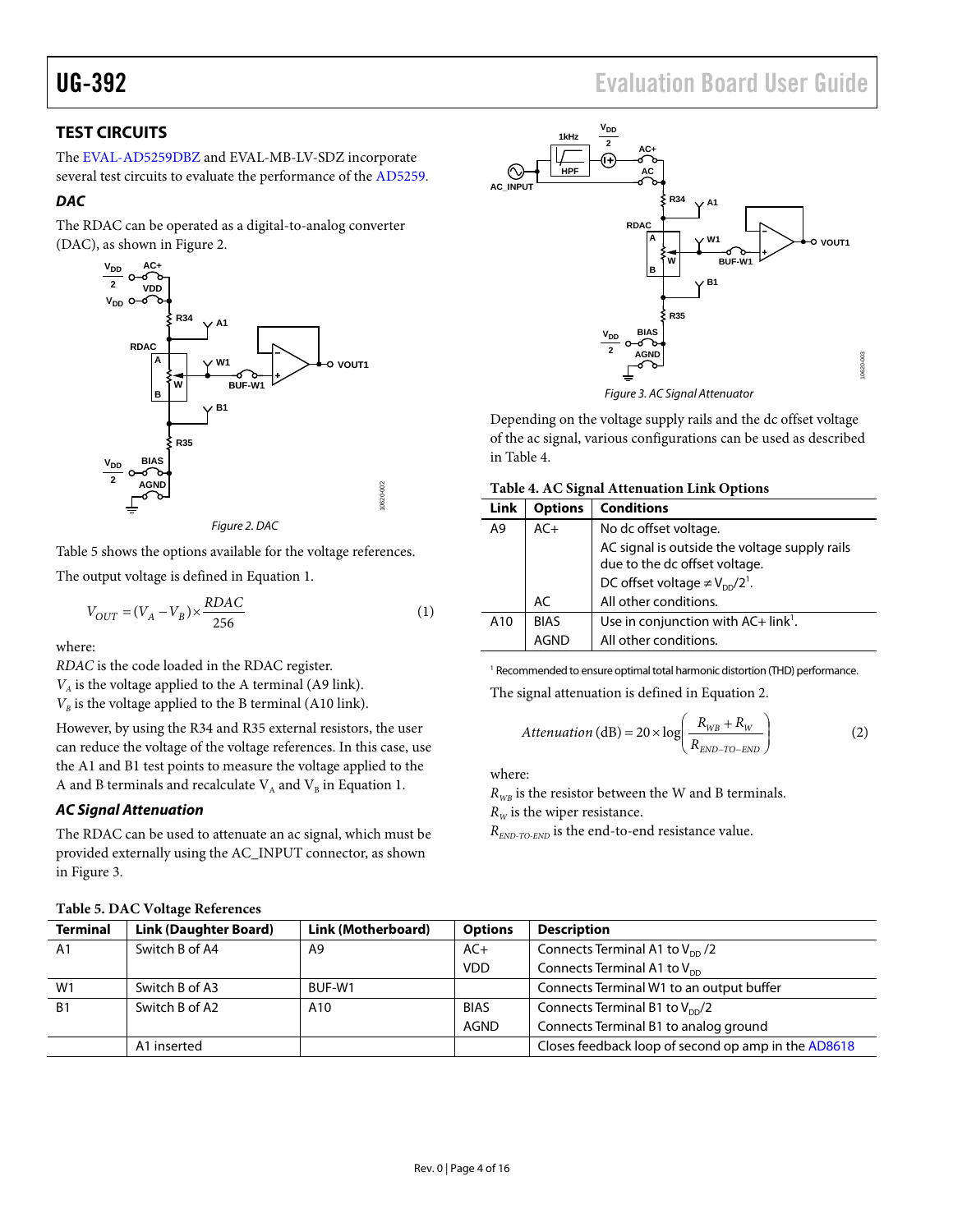## TEST CIRCUITS

The EVAL-AD5259DBZ and EVAL-MB-LV-SDZ incorporate several test circuits to evaluate the performance of the AD5259.

### *DAC*

The RDAC can be operated as a digital-to-analog converter (DAC), as shown in Figure 2.

*Figure 2. DAC*

Table 5 shows the options available for the voltage references.

The output voltage is defined in Equation 1.

$$V_{OUT} = (V_A - V_B) \times \frac{RDAC}{256} \quad (1)$$

where:
*RDAC* is the code loaded in the RDAC register.
$V_A$ is the voltage applied to the A terminal (A9 link).
$V_B$ is the voltage applied to the B terminal (A10 link).

However, by using the R34 and R35 external resistors, the user can reduce the voltage of the voltage references. In this case, use the A1 and B1 test points to measure the voltage applied to the A and B terminals and recalculate $V_A$ and $V_B$ in Equation 1.

### *AC Signal Attenuation*

The RDAC can be used to attenuate an ac signal, which must be provided externally using the AC_INPUT connector, as shown in Figure 3.

*Figure 3. AC Signal Attenuator*

Depending on the voltage supply rails and the dc offset voltage of the ac signal, various configurations can be used as described in Table 4.

**Table 4. AC Signal Attenuation Link Options**

| Link | Options | Conditions |
|---|---|---|
| A9 | AC+ | No dc offset voltage. |
| | | AC signal is outside the voltage supply rails due to the dc offset voltage. |
| | | DC offset voltage ≠ $V_{DD}/2$[1]. |
| | AC | All other conditions. |
| A10 | BIAS | Use in conjunction with AC+ link[1]. |
| | AGND | All other conditions. |

[1] Recommended to ensure optimal total harmonic distortion (THD) performance.

The signal attenuation is defined in Equation 2.

$$Attenuation\ (\text{dB}) = 20 \times \log\left(\frac{R_{WB} + R_W}{R_{END\text{-}TO\text{-}END}}\right) \quad (2)$$

where:
$R_{WB}$ is the resistor between the W and B terminals.
$R_W$ is the wiper resistance.
$R_{END\text{-}TO\text{-}END}$ is the end-to-end resistance value.

**Table 5. DAC Voltage References**

| Terminal | Link (Daughter Board) | Link (Motherboard) | Options | Description |
|---|---|---|---|---|
| A1 | Switch B of A4 | A9 | AC+ | Connects Terminal A1 to $V_{DD}/2$ |
| | | | VDD | Connects Terminal A1 to $V_{DD}$ |
| W1 | Switch B of A3 | BUF-W1 | | Connects Terminal W1 to an output buffer |
| B1 | Switch B of A2 | A10 | BIAS | Connects Terminal B1 to $V_{DD}/2$ |
| | | | AGND | Connects Terminal B1 to analog ground |
| | A1 inserted | | | Closes feedback loop of second op amp in the AD8618 |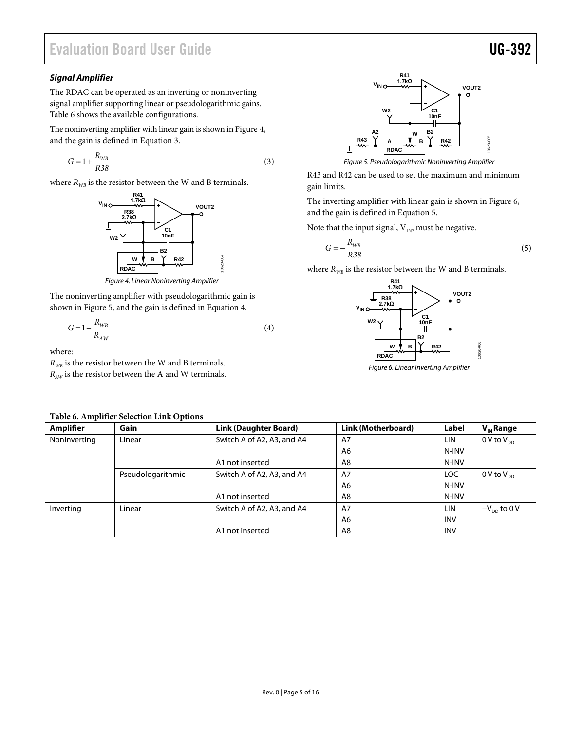### *Signal Amplifier*

The RDAC can be operated as an inverting or noninverting signal amplifier supporting linear or pseudologarithmic gains. Table 6 shows the available configurations.

The noninverting amplifier with linear gain is shown in Figure 4, and the gain is defined in Equation 3.

$$G = 1 + \frac{R_{WB}}{R38} \quad (3)$$

where $R_{WB}$ is the resistor between the W and B terminals.

*Figure 4. Linear Noninverting Amplifier*

The noninverting amplifier with pseudologarithmic gain is shown in Figure 5, and the gain is defined in Equation 4.

$$G = 1 + \frac{R_{WB}}{R_{AW}} \quad (4)$$

where:
$R_{WB}$ is the resistor between the W and B terminals.
$R_{AW}$ is the resistor between the A and W terminals.

*Figure 5. Pseudologarithmic Noninverting Amplifier*

R43 and R42 can be used to set the maximum and minimum gain limits.

The inverting amplifier with linear gain is shown in Figure 6, and the gain is defined in Equation 5.

Note that the input signal, $V_{IN}$, must be negative.

$$G = -\frac{R_{WB}}{R38} \quad (5)$$

where $R_{WB}$ is the resistor between the W and B terminals.

*Figure 6. Linear Inverting Amplifier*

**Table 6. Amplifier Selection Link Options**

| Amplifier | Gain | Link (Daughter Board) | Link (Motherboard) | Label | $V_{IN}$ Range |
|---|---|---|---|---|---|
| Noninverting | Linear | Switch A of A2, A3, and A4 | A7 | LIN | 0 V to $V_{DD}$ |
| | | | A6 | N-INV | |
| | | A1 not inserted | A8 | N-INV | |
| | Pseudologarithmic | Switch A of A2, A3, and A4 | A7 | LOC | 0 V to $V_{DD}$ |
| | | | A6 | N-INV | |
| | | A1 not inserted | A8 | N-INV | |
| Inverting | Linear | Switch A of A2, A3, and A4 | A7 | LIN | $-V_{DD}$ to 0 V |
| | | | A6 | INV | |
| | | A1 not inserted | A8 | INV | |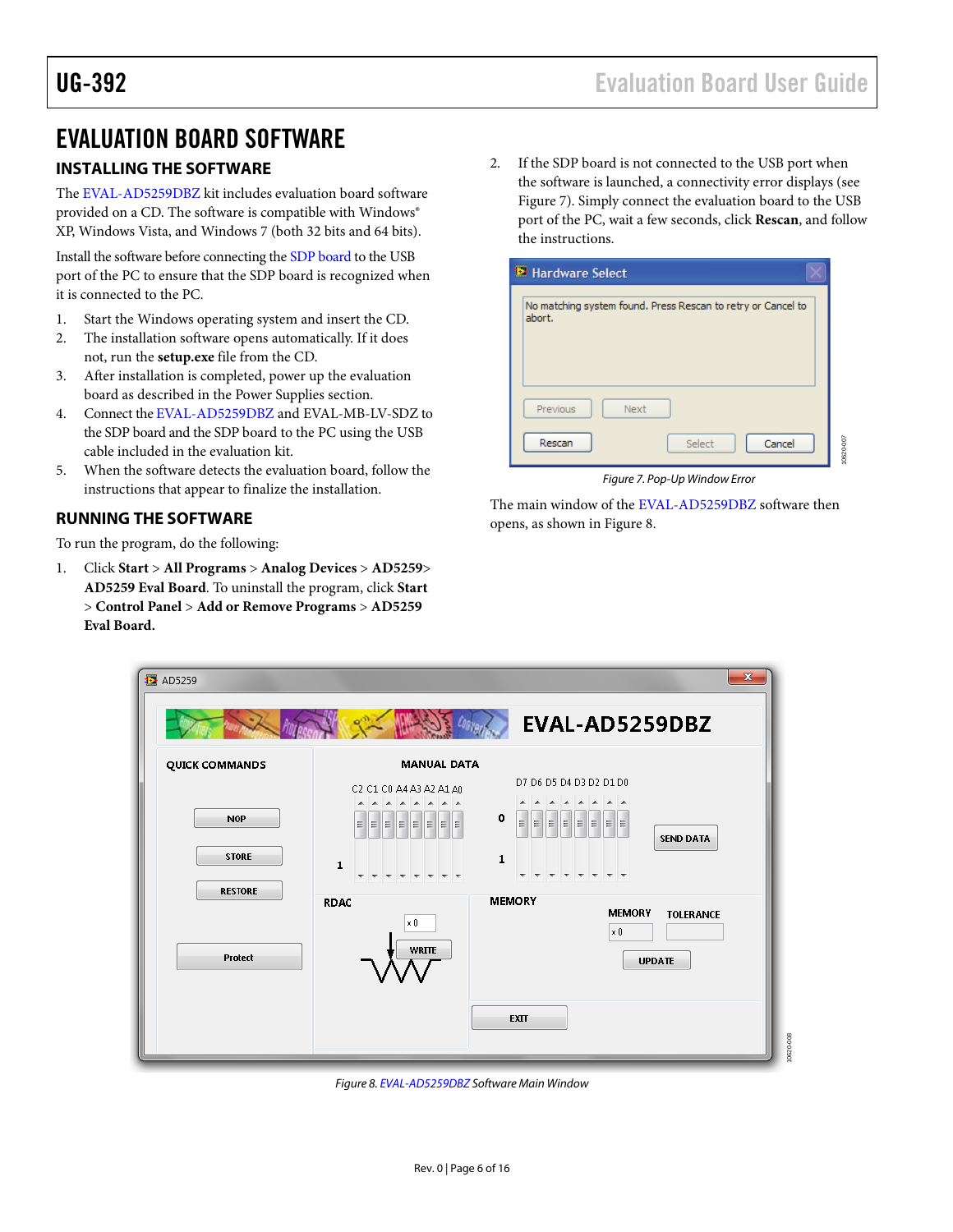# EVALUATION BOARD SOFTWARE

## INSTALLING THE SOFTWARE

The EVAL-AD5259DBZ kit includes evaluation board software provided on a CD. The software is compatible with Windows® XP, Windows Vista, and Windows 7 (both 32 bits and 64 bits).

Install the software before connecting the SDP board to the USB port of the PC to ensure that the SDP board is recognized when it is connected to the PC.

1. Start the Windows operating system and insert the CD.
2. The installation software opens automatically. If it does not, run the **setup.exe** file from the CD.
3. After installation is completed, power up the evaluation board as described in the Power Supplies section.
4. Connect the EVAL-AD5259DBZ and EVAL-MB-LV-SDZ to the SDP board and the SDP board to the PC using the USB cable included in the evaluation kit.
5. When the software detects the evaluation board, follow the instructions that appear to finalize the installation.

## RUNNING THE SOFTWARE

To run the program, do the following:

1. Click **Start** > **All Programs** > **Analog Devices** > **AD5259**> **AD5259 Eval Board**. To uninstall the program, click **Start** > **Control Panel** > **Add or Remove Programs** > **AD5259 Eval Board.**
2. If the SDP board is not connected to the USB port when the software is launched, a connectivity error displays (see Figure 7). Simply connect the evaluation board to the USB port of the PC, wait a few seconds, click **Rescan**, and follow the instructions.

*Figure 7. Pop-Up Window Error*

The main window of the EVAL-AD5259DBZ software then opens, as shown in Figure 8.

*Figure 8. EVAL-AD5259DBZ Software Main Window*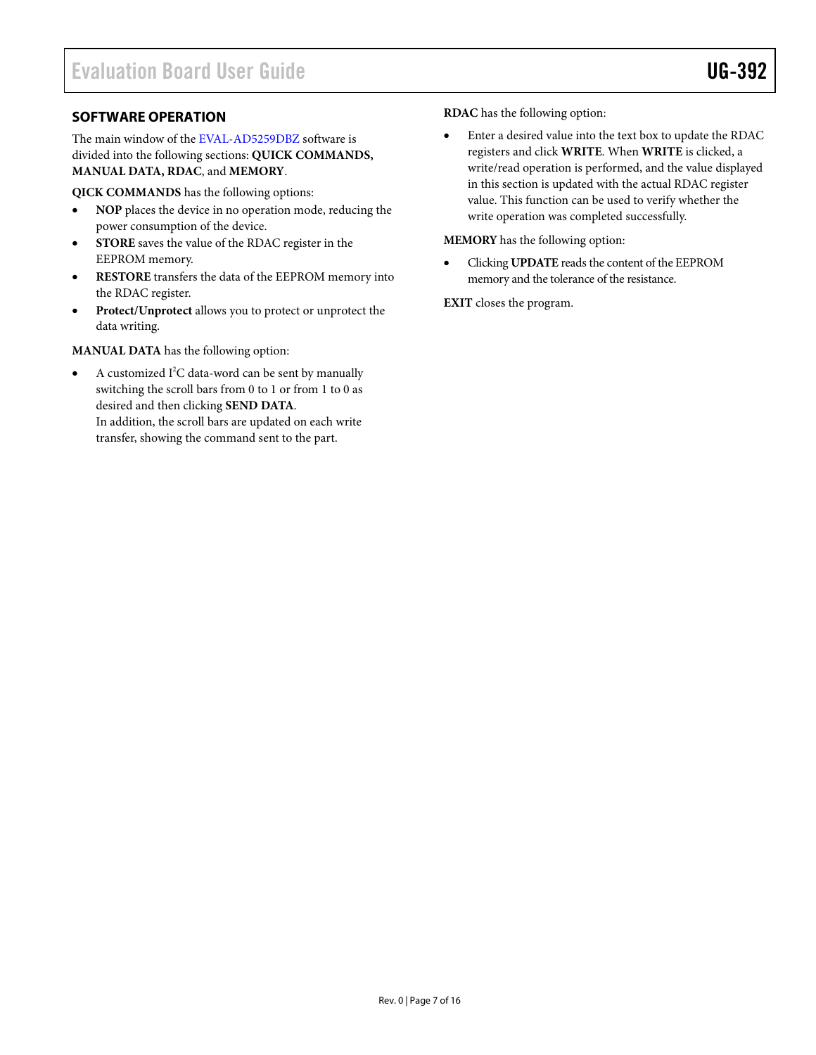## SOFTWARE OPERATION

The main window of the EVAL-AD5259DBZ software is divided into the following sections: **QUICK COMMANDS, MANUAL DATA, RDAC**, and **MEMORY**.

**QICK COMMANDS** has the following options:

- **NOP** places the device in no operation mode, reducing the power consumption of the device.
- **STORE** saves the value of the RDAC register in the EEPROM memory.
- **RESTORE** transfers the data of the EEPROM memory into the RDAC register.
- **Protect/Unprotect** allows you to protect or unprotect the data writing.

**MANUAL DATA** has the following option:

- A customized I$^2$C data-word can be sent by manually switching the scroll bars from 0 to 1 or from 1 to 0 as desired and then clicking **SEND DATA**.
  In addition, the scroll bars are updated on each write transfer, showing the command sent to the part.

**RDAC** has the following option:

- Enter a desired value into the text box to update the RDAC registers and click **WRITE**. When **WRITE** is clicked, a write/read operation is performed, and the value displayed in this section is updated with the actual RDAC register value. This function can be used to verify whether the write operation was completed successfully.

**MEMORY** has the following option:

- Clicking **UPDATE** reads the content of the EEPROM memory and the tolerance of the resistance.

**EXIT** closes the program.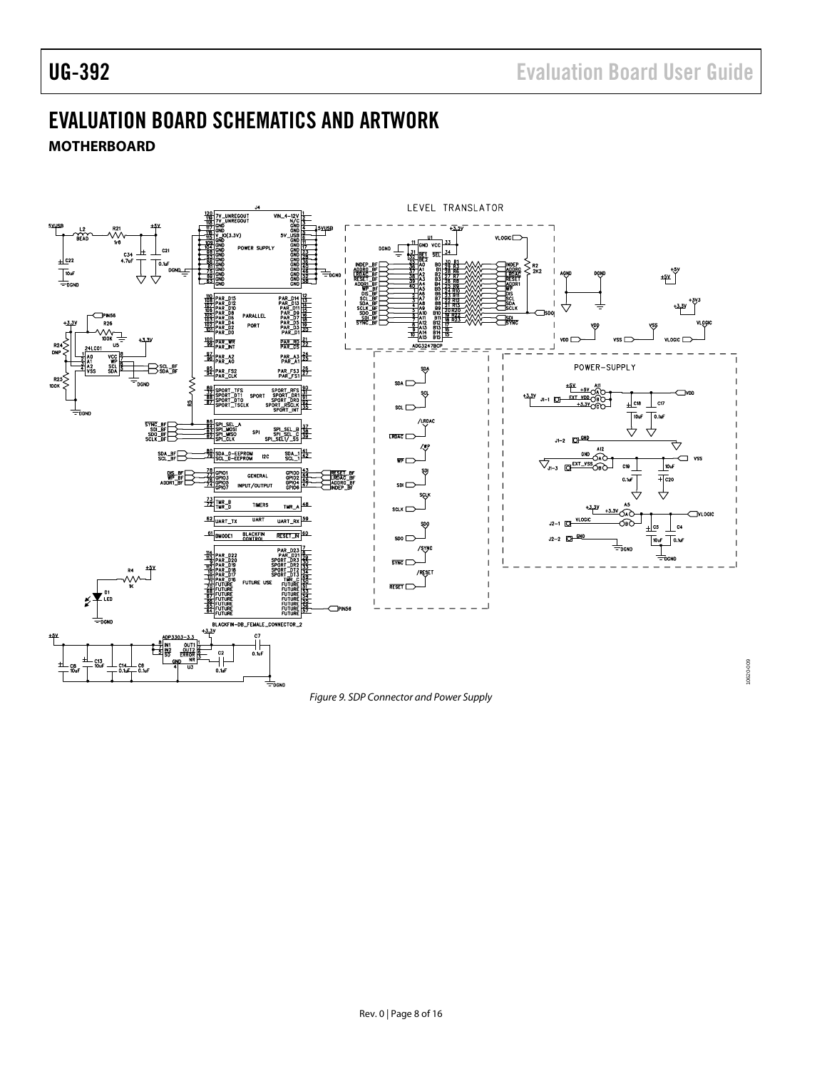# EVALUATION BOARD SCHEMATICS AND ARTWORK

## MOTHERBOARD

*Figure 9. SDP Connector and Power Supply*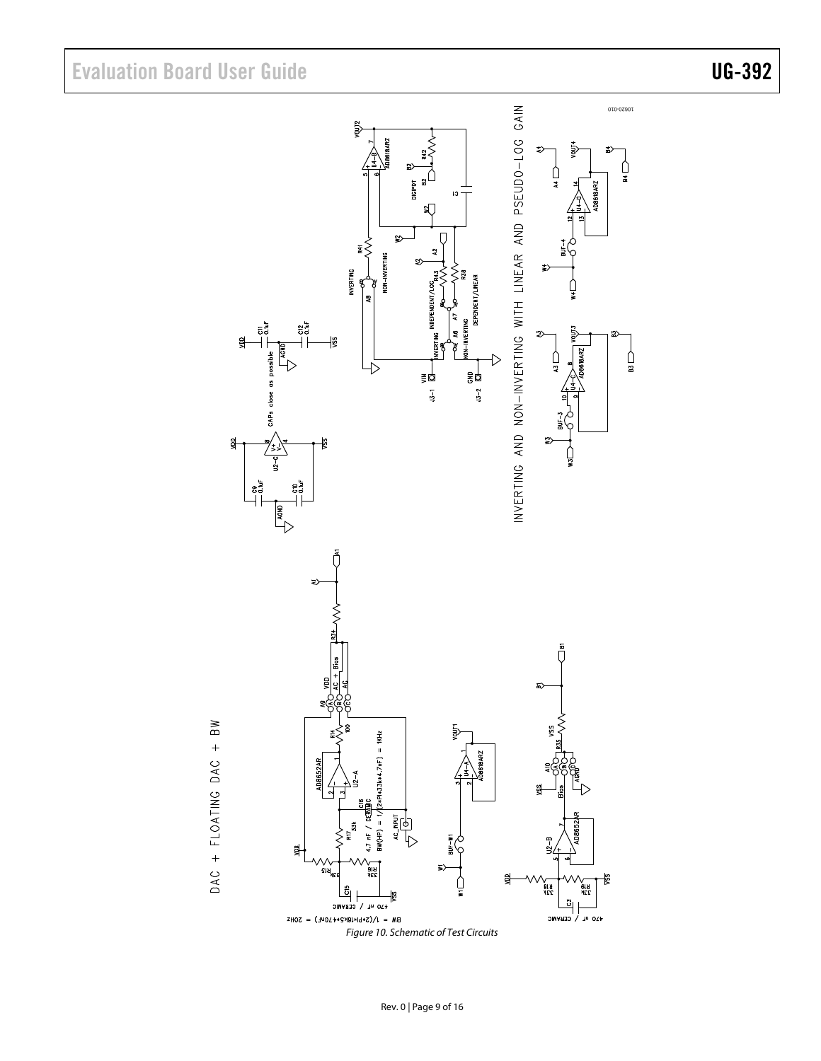Figure 10. Schematic of Test Circuits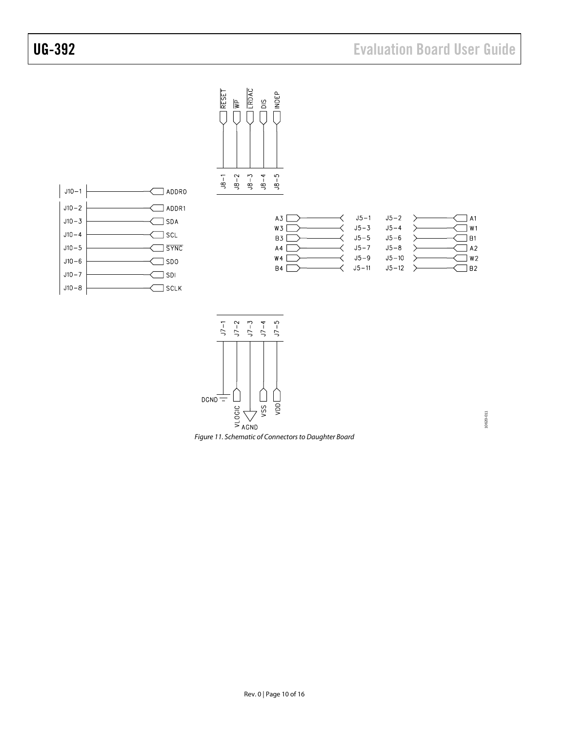Figure 11. Schematic of Connectors to Daughter Board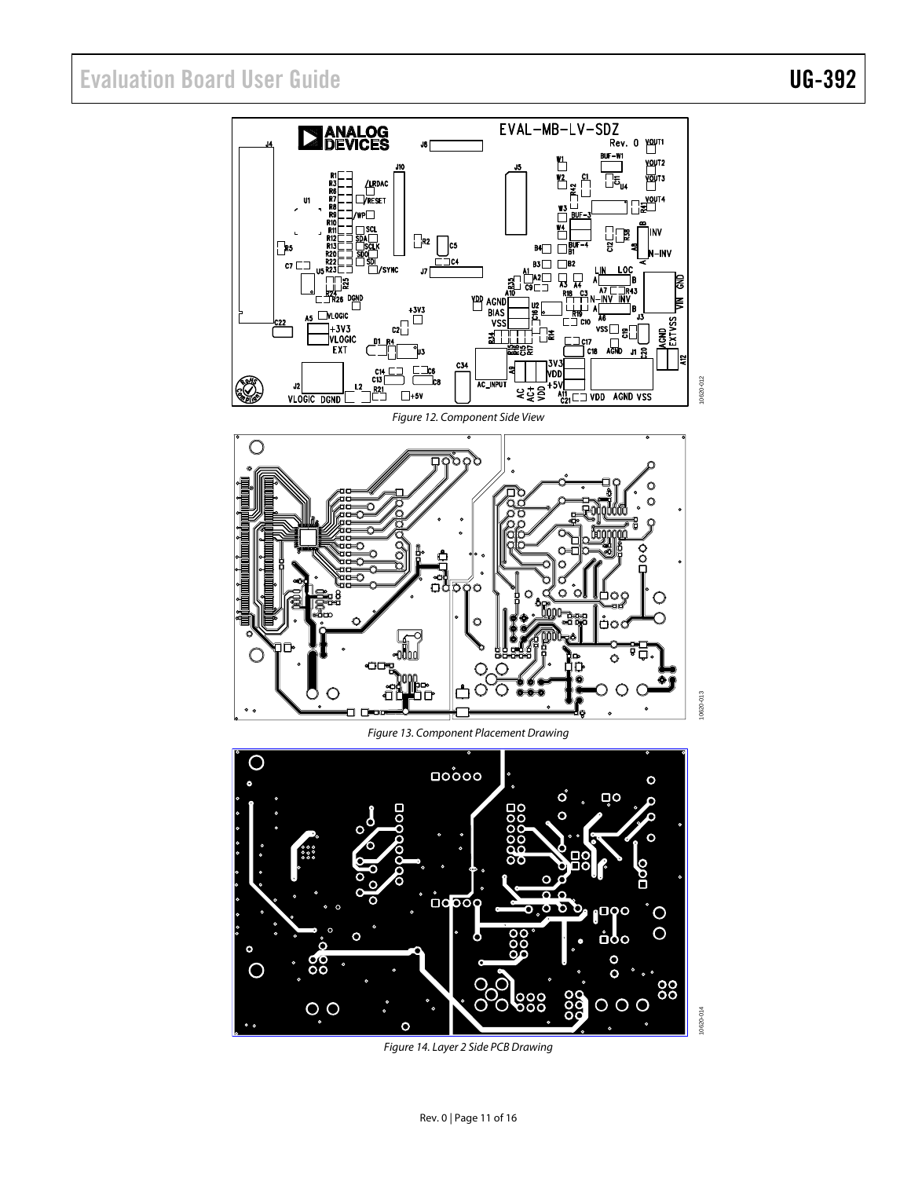Figure 12. Component Side View

Figure 13. Component Placement Drawing

Figure 14. Layer 2 Side PCB Drawing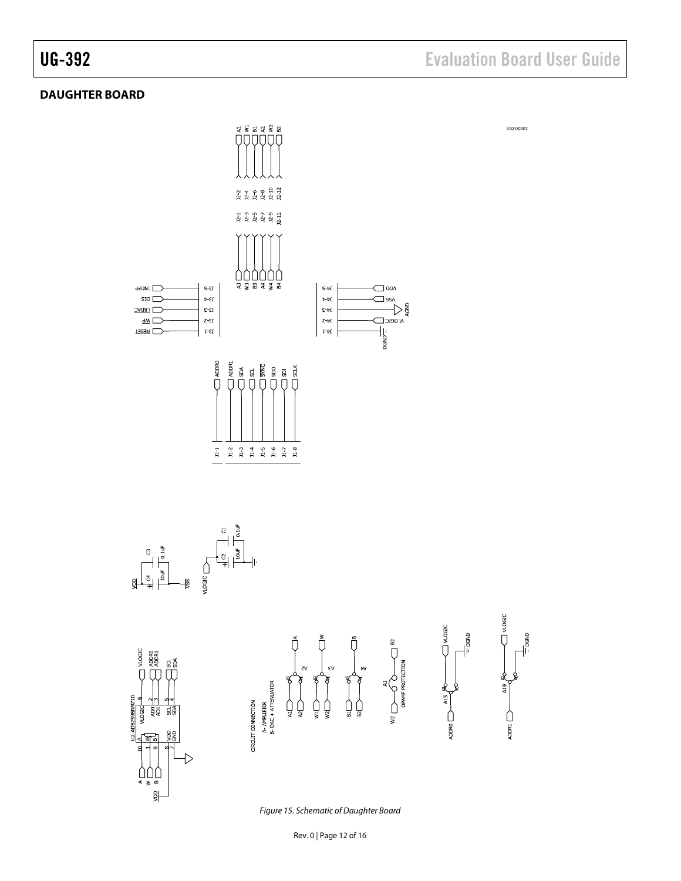## DAUGHTER BOARD

*Figure 15. Schematic of Daughter Board*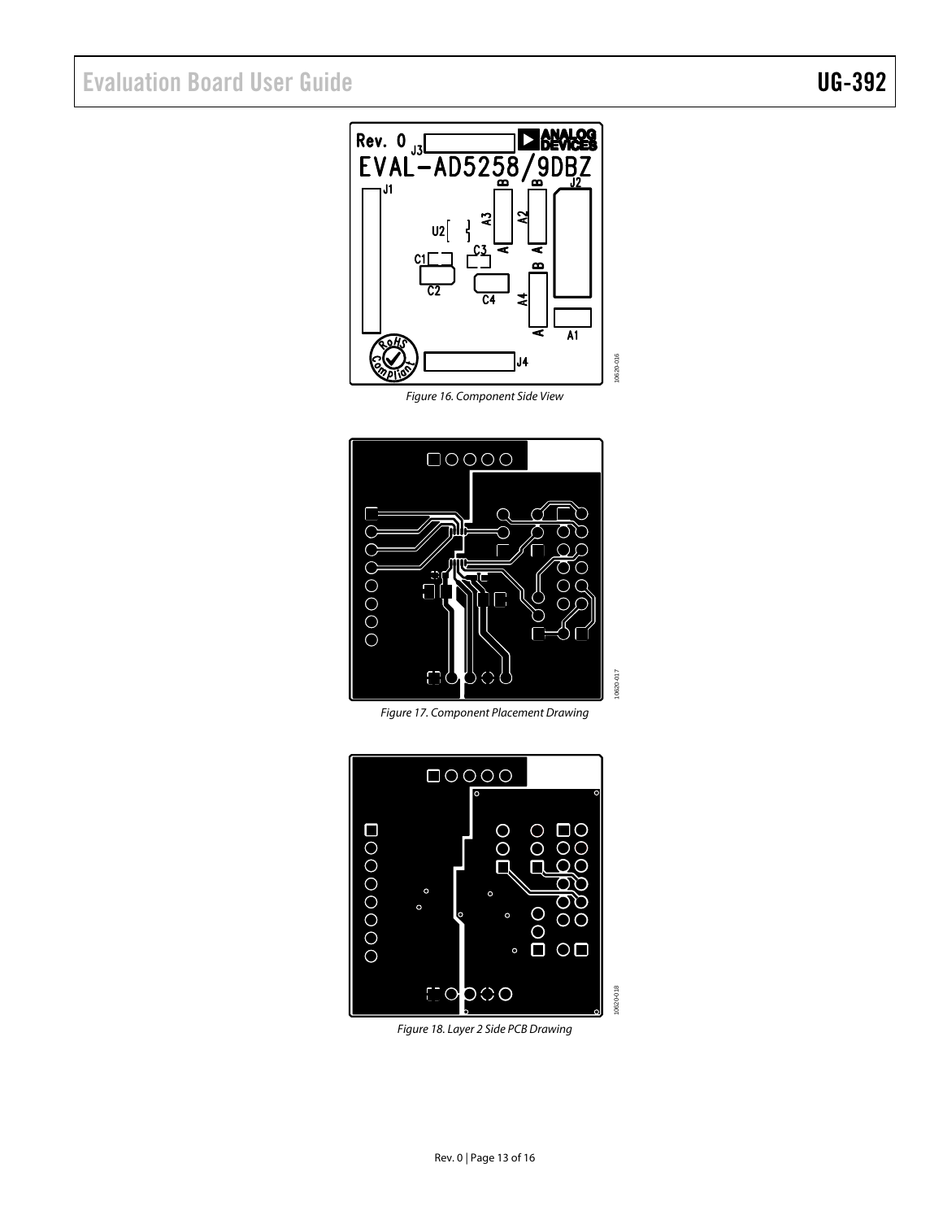Figure 16. Component Side View

Figure 17. Component Placement Drawing

Figure 18. Layer 2 Side PCB Drawing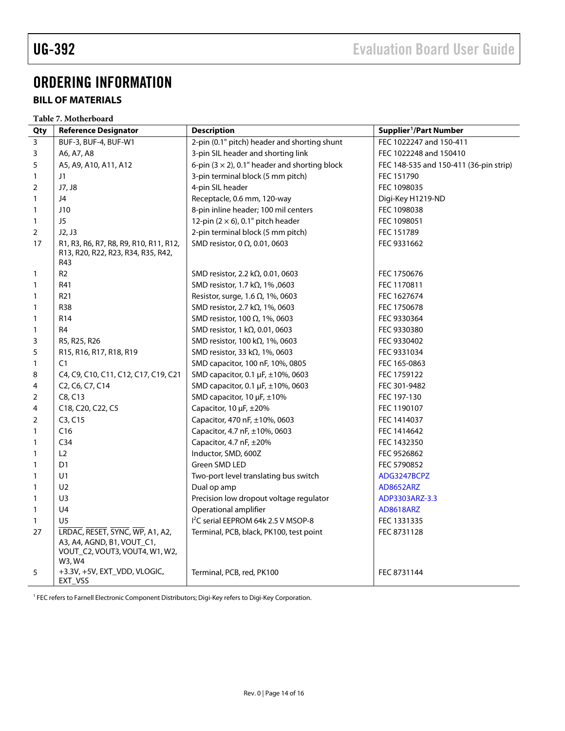# ORDERING INFORMATION

## BILL OF MATERIALS

**Table 7. Motherboard**

| Qty | Reference Designator | Description | Supplier[1]/Part Number |
|---|---|---|---|
| 3 | BUF-3, BUF-4, BUF-W1 | 2-pin (0.1" pitch) header and shorting shunt | FEC 1022247 and 150-411 |
| 3 | A6, A7, A8 | 3-pin SIL header and shorting link | FEC 1022248 and 150410 |
| 5 | A5, A9, A10, A11, A12 | 6-pin (3 × 2), 0.1" header and shorting block | FEC 148-535 and 150-411 (36-pin strip) |
| 1 | J1 | 3-pin terminal block (5 mm pitch) | FEC 151790 |
| 2 | J7, J8 | 4-pin SIL header | FEC 1098035 |
| 1 | J4 | Receptacle, 0.6 mm, 120-way | Digi-Key H1219-ND |
| 1 | J10 | 8-pin inline header; 100 mil centers | FEC 1098038 |
| 1 | J5 | 12-pin (2 × 6), 0.1" pitch header | FEC 1098051 |
| 2 | J2, J3 | 2-pin terminal block (5 mm pitch) | FEC 151789 |
| 17 | R1, R3, R6, R7, R8, R9, R10, R11, R12, R13, R20, R22, R23, R34, R35, R42, R43 | SMD resistor, 0 Ω, 0.01, 0603 | FEC 9331662 |
| 1 | R2 | SMD resistor, 2.2 kΩ, 0.01, 0603 | FEC 1750676 |
| 1 | R41 | SMD resistor, 1.7 kΩ, 1% ,0603 | FEC 1170811 |
| 1 | R21 | Resistor, surge, 1.6 Ω, 1%, 0603 | FEC 1627674 |
| 1 | R38 | SMD resistor, 2.7 kΩ, 1%, 0603 | FEC 1750678 |
| 1 | R14 | SMD resistor, 100 Ω, 1%, 0603 | FEC 9330364 |
| 1 | R4 | SMD resistor, 1 kΩ, 0.01, 0603 | FEC 9330380 |
| 3 | R5, R25, R26 | SMD resistor, 100 kΩ, 1%, 0603 | FEC 9330402 |
| 5 | R15, R16, R17, R18, R19 | SMD resistor, 33 kΩ, 1%, 0603 | FEC 9331034 |
| 1 | C1 | SMD capacitor, 100 nF, 10%, 0805 | FEC 165-0863 |
| 8 | C4, C9, C10, C11, C12, C17, C19, C21 | SMD capacitor, 0.1 µF, ±10%, 0603 | FEC 1759122 |
| 4 | C2, C6, C7, C14 | SMD capacitor, 0.1 µF, ±10%, 0603 | FEC 301-9482 |
| 2 | C8, C13 | SMD capacitor, 10 µF, ±10% | FEC 197-130 |
| 4 | C18, C20, C22, C5 | Capacitor, 10 µF, ±20% | FEC 1190107 |
| 2 | C3, C15 | Capacitor, 470 nF, ±10%, 0603 | FEC 1414037 |
| 1 | C16 | Capacitor, 4.7 nF, ±10%, 0603 | FEC 1414642 |
| 1 | C34 | Capacitor, 4.7 nF, ±20% | FEC 1432350 |
| 1 | L2 | Inductor, SMD, 600Z | FEC 9526862 |
| 1 | D1 | Green SMD LED | FEC 5790852 |
| 1 | U1 | Two-port level translating bus switch | ADG3247BCPZ |
| 1 | U2 | Dual op amp | AD8652ARZ |
| 1 | U3 | Precision low dropout voltage regulator | ADP3303ARZ-3.3 |
| 1 | U4 | Operational amplifier | AD8618ARZ |
| 1 | U5 | I2C serial EEPROM 64k 2.5 V MSOP-8 | FEC 1331335 |
| 27 | $\overline{\text{LRDAC}}$, $\overline{\text{RESET}}$, $\overline{\text{SYNC}}$, $\overline{\text{WP}}$, A1, A2, A3, A4, AGND, B1, VOUT_C1, VOUT_C2, VOUT3, VOUT4, W1, W2, W3, W4 | Terminal, PCB, black, PK100, test point | FEC 8731128 |
| 5 | +3.3V, +5V, EXT_VDD, VLOGIC, EXT_VSS | Terminal, PCB, red, PK100 | FEC 8731144 |

[1] FEC refers to Farnell Electronic Component Distributors; Digi-Key refers to Digi-Key Corporation.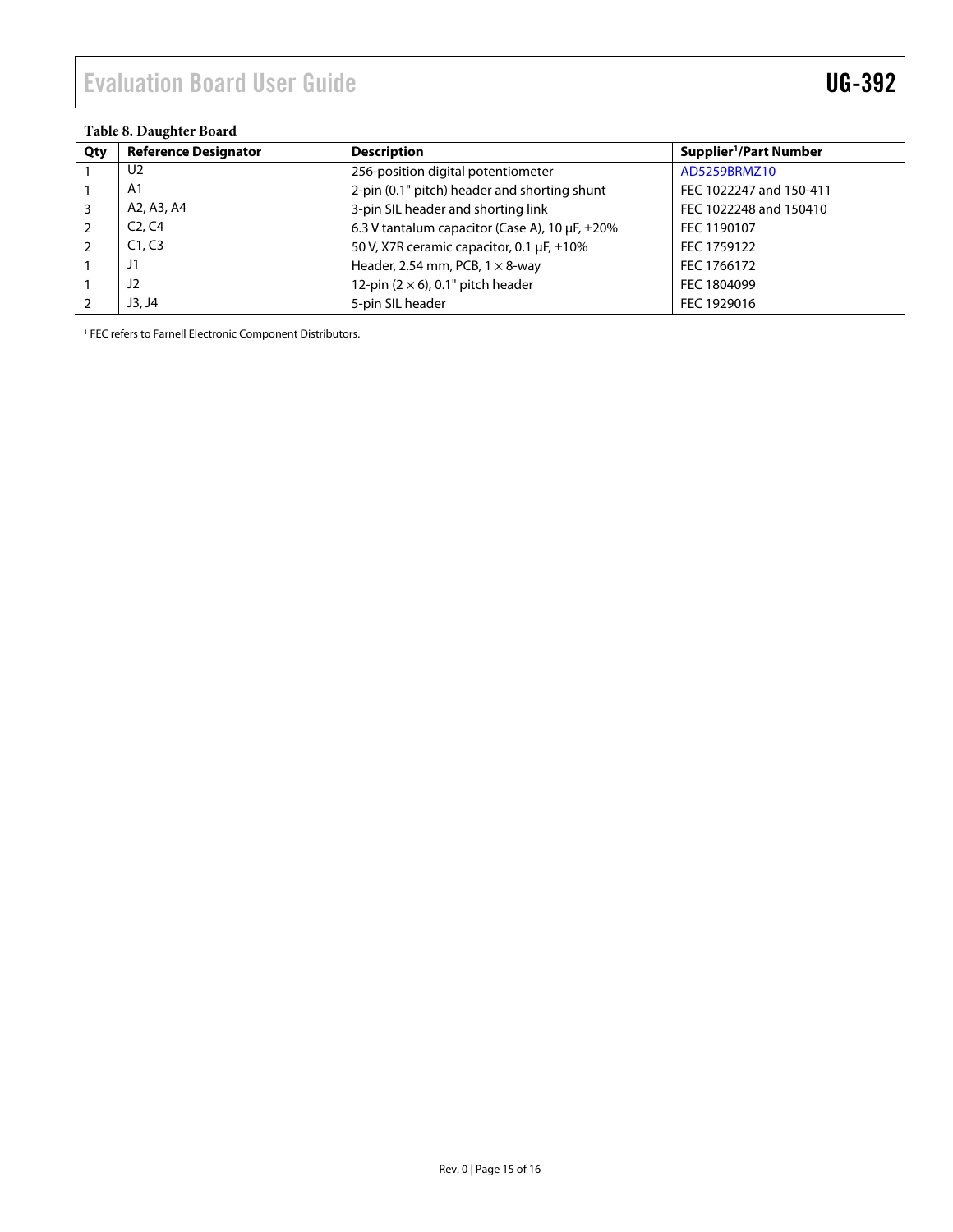**Table 8. Daughter Board**

| Qty | Reference Designator | Description | Supplier[1]/Part Number |
|---|---|---|---|
| 1 | U2 | 256-position digital potentiometer | AD5259BRMZ10 |
| 1 | A1 | 2-pin (0.1" pitch) header and shorting shunt | FEC 1022247 and 150-411 |
| 3 | A2, A3, A4 | 3-pin SIL header and shorting link | FEC 1022248 and 150410 |
| 2 | C2, C4 | 6.3 V tantalum capacitor (Case A), 10 µF, ±20% | FEC 1190107 |
| 2 | C1, C3 | 50 V, X7R ceramic capacitor, 0.1 µF, ±10% | FEC 1759122 |
| 1 | J1 | Header, 2.54 mm, PCB, 1 × 8-way | FEC 1766172 |
| 1 | J2 | 12-pin (2 × 6), 0.1" pitch header | FEC 1804099 |
| 2 | J3, J4 | 5-pin SIL header | FEC 1929016 |

[1] FEC refers to Farnell Electronic Component Distributors.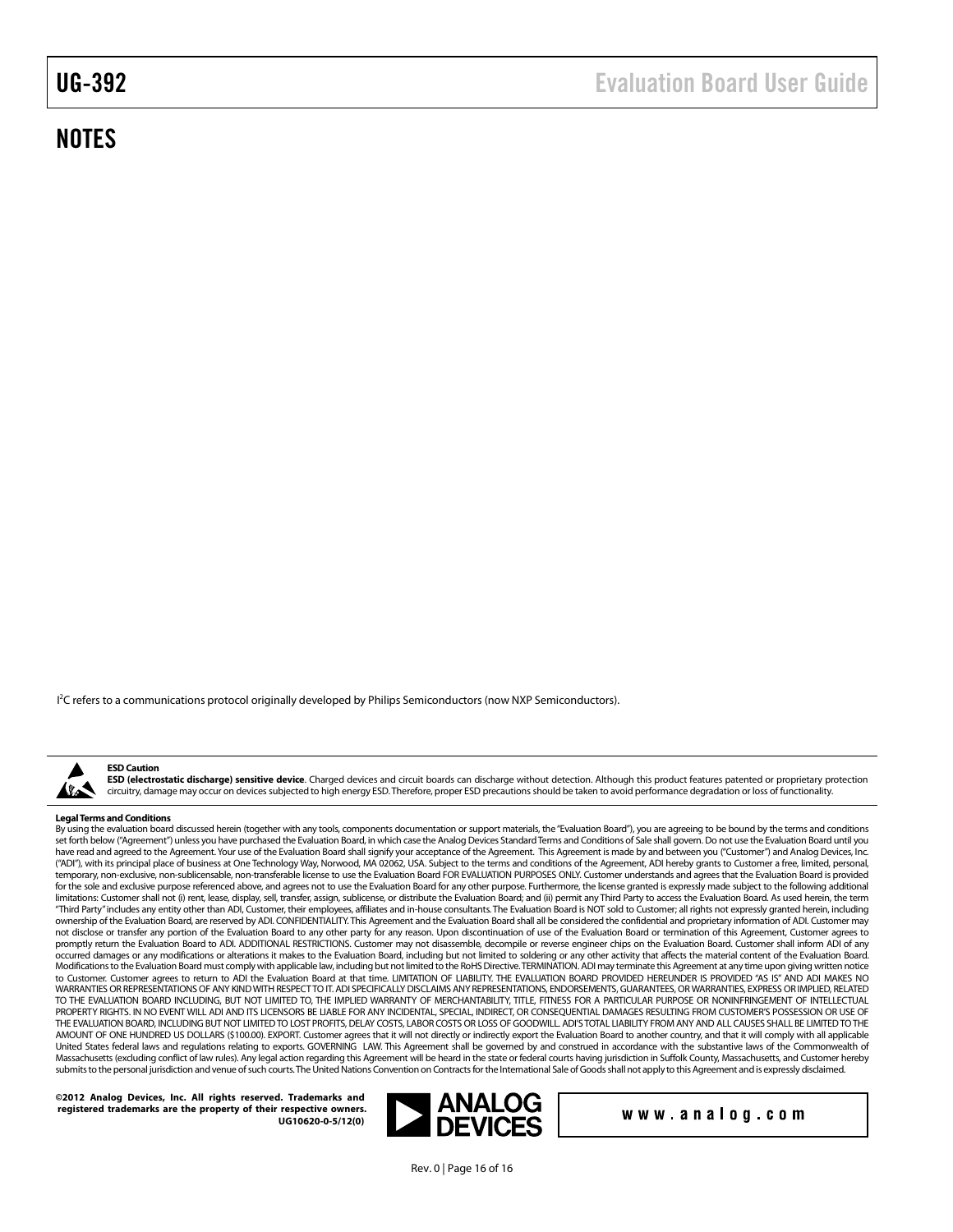## NOTES

I²C refers to a communications protocol originally developed by Philips Semiconductors (now NXP Semiconductors).

**ESD Caution**

**ESD (electrostatic discharge) sensitive device**. Charged devices and circuit boards can discharge without detection. Although this product features patented or proprietary protection circuitry, damage may occur on devices subjected to high energy ESD. Therefore, proper ESD precautions should be taken to avoid performance degradation or loss of functionality.

**Legal Terms and Conditions**

By using the evaluation board discussed herein (together with any tools, components documentation or support materials, the "Evaluation Board"), you are agreeing to be bound by the terms and conditions set forth below ("Agreement") unless you have purchased the Evaluation Board, in which case the Analog Devices Standard Terms and Conditions of Sale shall govern. Do not use the Evaluation Board until you have read and agreed to the Agreement. Your use of the Evaluation Board shall signify your acceptance of the Agreement. This Agreement is made by and between you ("Customer") and Analog Devices, Inc. ("ADI"), with its principal place of business at One Technology Way, Norwood, MA 02062, USA. Subject to the terms and conditions of the Agreement, ADI hereby grants to Customer a free, limited, personal, temporary, non-exclusive, non-sublicensable, non-transferable license to use the Evaluation Board FOR EVALUATION PURPOSES ONLY. Customer understands and agrees that the Evaluation Board is provided for the sole and exclusive purpose referenced above, and agrees not to use the Evaluation Board for any other purpose. Furthermore, the license granted is expressly made subject to the following additional limitations: Customer shall not (i) rent, lease, display, sell, transfer, assign, sublicense, or distribute the Evaluation Board; and (ii) permit any Third Party to access the Evaluation Board. As used herein, the term "Third Party" includes any entity other than ADI, Customer, their employees, affiliates and in-house consultants. The Evaluation Board is NOT sold to Customer; all rights not expressly granted herein, including ownership of the Evaluation Board, are reserved by ADI. CONFIDENTIALITY. This Agreement and the Evaluation Board shall all be considered the confidential and proprietary information of ADI. Customer may not disclose or transfer any portion of the Evaluation Board to any other party for any reason. Upon discontinuation of use of the Evaluation Board or termination of this Agreement, Customer agrees to promptly return the Evaluation Board to ADI. ADDITIONAL RESTRICTIONS. Customer may not disassemble, decompile or reverse engineer chips on the Evaluation Board. Customer shall inform ADI of any occurred damages or any modifications or alterations it makes to the Evaluation Board, including but not limited to soldering or any other activity that affects the material content of the Evaluation Board. Modifications to the Evaluation Board must comply with applicable law, including but not limited to the RoHS Directive. TERMINATION. ADI may terminate this Agreement at any time upon giving written notice to Customer. Customer agrees to return to ADI the Evaluation Board at that time. LIMITATION OF LIABILITY. THE EVALUATION BOARD PROVIDED HEREUNDER IS PROVIDED "AS IS" AND ADI MAKES NO WARRANTIES OR REPRESENTATIONS OF ANY KIND WITH RESPECT TO IT. ADI SPECIFICALLY DISCLAIMS ANY REPRESENTATIONS, ENDORSEMENTS, GUARANTEES, OR WARRANTIES, EXPRESS OR IMPLIED, RELATED TO THE EVALUATION BOARD INCLUDING, BUT NOT LIMITED TO, THE IMPLIED WARRANTY OF MERCHANTABILITY, TITLE, FITNESS FOR A PARTICULAR PURPOSE OR NONINFRINGEMENT OF INTELLECTUAL PROPERTY RIGHTS. IN NO EVENT WILL ADI AND ITS LICENSORS BE LIABLE FOR ANY INCIDENTAL, SPECIAL, INDIRECT, OR CONSEQUENTIAL DAMAGES RESULTING FROM CUSTOMER'S POSSESSION OR USE OF THE EVALUATION BOARD, INCLUDING BUT NOT LIMITED TO LOST PROFITS, DELAY COSTS, LABOR COSTS OR LOSS OF GOODWILL. ADI'S TOTAL LIABILITY FROM ANY AND ALL CAUSES SHALL BE LIMITED TO THE AMOUNT OF ONE HUNDRED US DOLLARS ($100.00). EXPORT. Customer agrees that it will not directly or indirectly export the Evaluation Board to another country, and that it will comply with all applicable United States federal laws and regulations relating to exports. GOVERNING LAW. This Agreement shall be governed by and construed in accordance with the substantive laws of the Commonwealth of Massachusetts (excluding conflict of law rules). Any legal action regarding this Agreement will be heard in the state or federal courts having jurisdiction in Suffolk County, Massachusetts, and Customer hereby submits to the personal jurisdiction and venue of such courts. The United Nations Convention on Contracts for the International Sale of Goods shall not apply to this Agreement and is expressly disclaimed.

**©2012 Analog Devices, Inc. All rights reserved. Trademarks and registered trademarks are the property of their respective owners.**
**UG10620-0-5/12(0)**

ANALOG DEVICES

www.analog.com